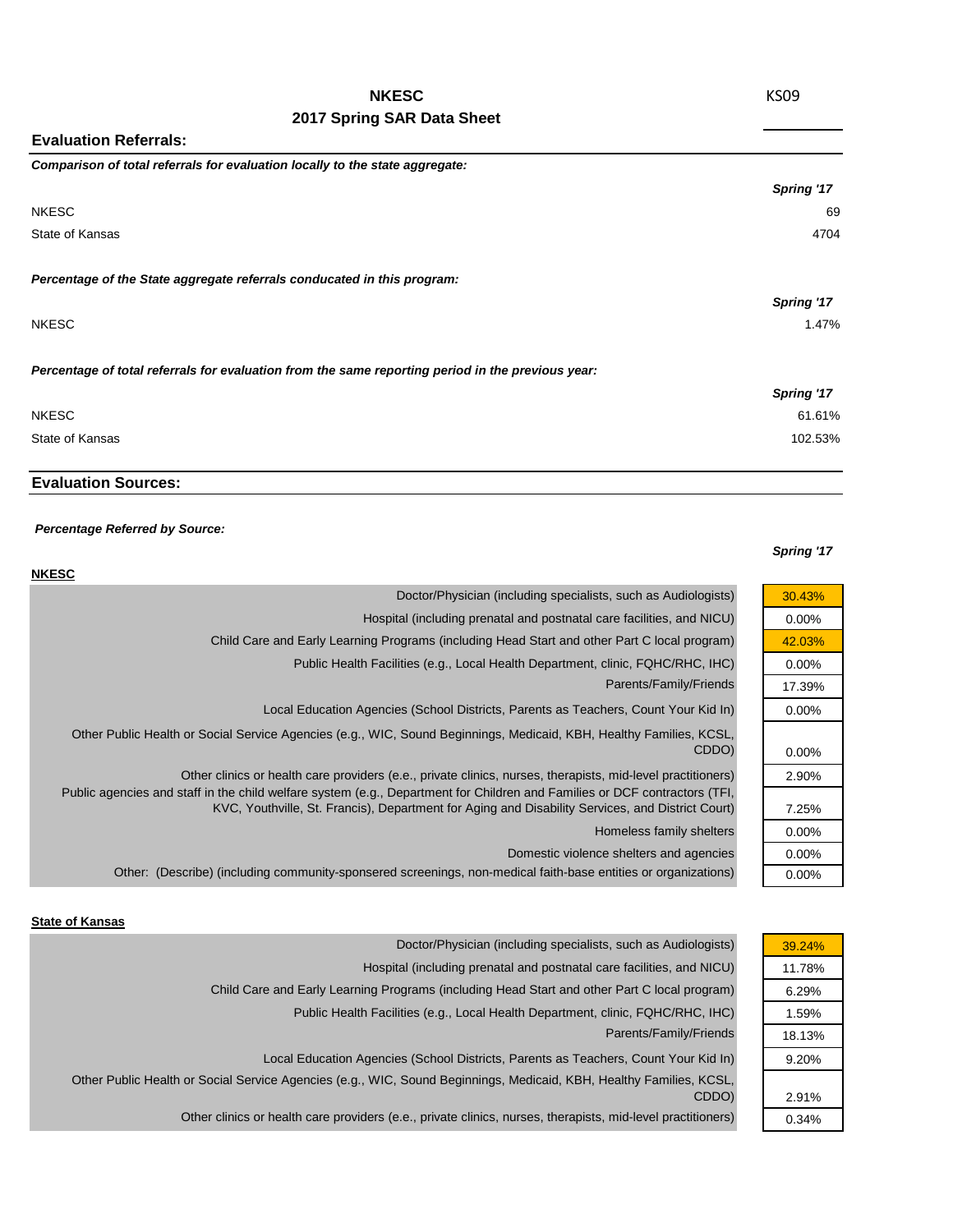# NKESC
## 2017 Spring SAR Data Sheet

KS09

## Evaluation Referrals:

***Comparison of total referrals for evaluation locally to the state aggregate:***

| | Spring '17 |
|---|---|
| NKESC | 69 |
| State of Kansas | 4704 |

***Percentage of the State aggregate referrals conducated in this program:***

| | Spring '17 |
|---|---|
| NKESC | 1.47% |

***Percentage of total referrals for evaluation from the same reporting period in the previous year:***

| | Spring '17 |
|---|---|
| NKESC | 61.61% |
| State of Kansas | 102.53% |

## Evaluation Sources:

***Percentage Referred by Source:***

**NKESC**

| | Spring '17 |
|---|---|
| Doctor/Physician (including specialists, such as Audiologists) | 30.43% |
| Hospital (including prenatal and postnatal care facilities, and NICU) | 0.00% |
| Child Care and Early Learning Programs (including Head Start and other Part C local program) | 42.03% |
| Public Health Facilities (e.g., Local Health Department, clinic, FQHC/RHC, IHC) | 0.00% |
| Parents/Family/Friends | 17.39% |
| Local Education Agencies (School Districts, Parents as Teachers, Count Your Kid In) | 0.00% |
| Other Public Health or Social Service Agencies (e.g., WIC, Sound Beginnings, Medicaid, KBH, Healthy Families, KCSL, CDDO) | 0.00% |
| Other clinics or health care providers (e.g., private clinics, nurses, therapists, mid-level practitioners) | 2.90% |
| Public agencies and staff in the child welfare system (e.g., Department for Children and Families or DCF contractors (TFI, KVC, Youthville, St. Francis), Department for Aging and Disability Services, and District Court) | 7.25% |
| Homeless family shelters | 0.00% |
| Domestic violence shelters and agencies | 0.00% |
| Other: (Describe) (including community-sponsered screenings, non-medical faith-base entities or organizations) | 0.00% |

**State of Kansas**

| | Spring '17 |
|---|---|
| Doctor/Physician (including specialists, such as Audiologists) | 39.24% |
| Hospital (including prenatal and postnatal care facilities, and NICU) | 11.78% |
| Child Care and Early Learning Programs (including Head Start and other Part C local program) | 6.29% |
| Public Health Facilities (e.g., Local Health Department, clinic, FQHC/RHC, IHC) | 1.59% |
| Parents/Family/Friends | 18.13% |
| Local Education Agencies (School Districts, Parents as Teachers, Count Your Kid In) | 9.20% |
| Other Public Health or Social Service Agencies (e.g., WIC, Sound Beginnings, Medicaid, KBH, Healthy Families, KCSL, CDDO) | 2.91% |
| Other clinics or health care providers (e.g., private clinics, nurses, therapists, mid-level practitioners) | 0.34% |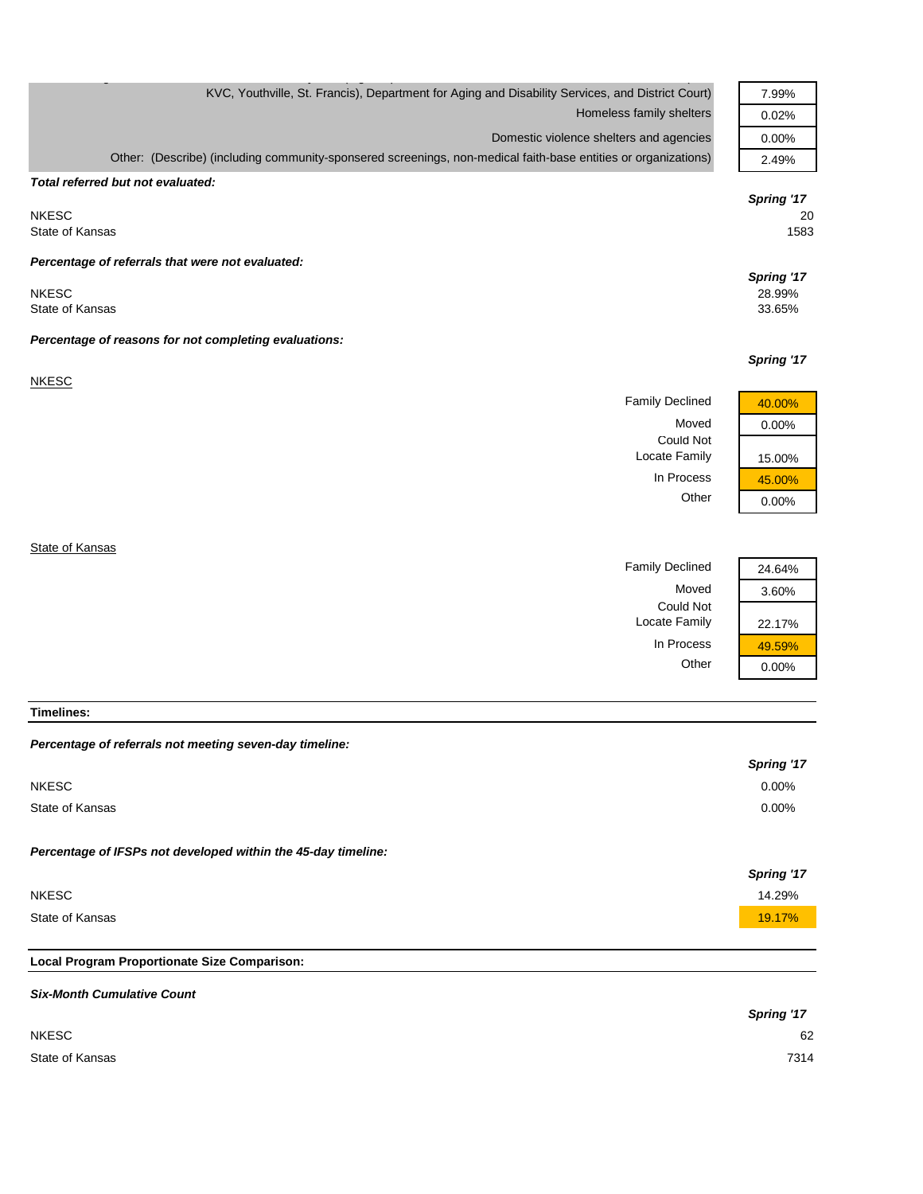| | |
|---|---|
| KVC, Youthville, St. Francis), Department for Aging and Disability Services, and District Court) | 7.99% |
| Homeless family shelters | 0.02% |
| Domestic violence shelters and agencies | 0.00% |
| Other: (Describe) (including community-sponsered screenings, non-medical faith-base entities or organizations) | 2.49% |

***Total referred but not evaluated:***

| | *Spring '17* |
|---|---|
| NKESC | 20 |
| State of Kansas | 1583 |

***Percentage of referrals that were not evaluated:***

| | *Spring '17* |
|---|---|
| NKESC | 28.99% |
| State of Kansas | 33.65% |

***Percentage of reasons for not completing evaluations:***

| NKESC | *Spring '17* |
|---|---|
| Family Declined | 40.00% |
| Moved | 0.00% |
| Could Not Locate Family | 15.00% |
| In Process | 45.00% |
| Other | 0.00% |

| State of Kansas | *Spring '17* |
|---|---|
| Family Declined | 24.64% |
| Moved | 3.60% |
| Could Not Locate Family | 22.17% |
| In Process | 49.59% |
| Other | 0.00% |

**Timelines:**

***Percentage of referrals not meeting seven-day timeline:***

| | *Spring '17* |
|---|---|
| NKESC | 0.00% |
| State of Kansas | 0.00% |

***Percentage of IFSPs not developed within the 45-day timeline:***

| | *Spring '17* |
|---|---|
| NKESC | 14.29% |
| State of Kansas | 19.17% |

**Local Program Proportionate Size Comparison:**

***Six-Month Cumulative Count***

| | *Spring '17* |
|---|---|
| NKESC | 62 |
| State of Kansas | 7314 |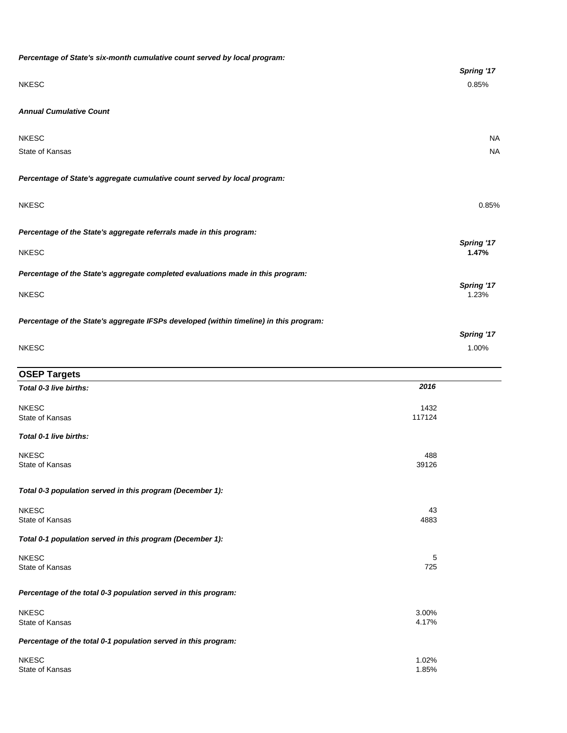***Percentage of State's six-month cumulative count served by local program:***

| | *Spring '17* |
|---|---|
| NKESC | 0.85% |

***Annual Cumulative Count***

| | |
|---|---|
| NKESC | NA |
| State of Kansas | NA |

***Percentage of State's aggregate cumulative count served by local program:***

| | |
|---|---|
| NKESC | 0.85% |

***Percentage of the State's aggregate referrals made in this program:***

| | *Spring '17* |
|---|---|
| NKESC | **1.47%** |

***Percentage of the State's aggregate completed evaluations made in this program:***

| | *Spring '17* |
|---|---|
| NKESC | 1.23% |

***Percentage of the State's aggregate IFSPs developed (within timeline) in this program:***

| | *Spring '17* |
|---|---|
| NKESC | 1.00% |

## OSEP Targets

| ***Total 0-3 live births:*** | ***2016*** |
|---|---|
| NKESC | 1432 |
| State of Kansas | 117124 |

***Total 0-1 live births:***

| | |
|---|---|
| NKESC | 488 |
| State of Kansas | 39126 |

***Total 0-3 population served in this program (December 1):***

| | |
|---|---|
| NKESC | 43 |
| State of Kansas | 4883 |

***Total 0-1 population served in this program (December 1):***

| | |
|---|---|
| NKESC | 5 |
| State of Kansas | 725 |

***Percentage of the total 0-3 population served in this program:***

| | |
|---|---|
| NKESC | 3.00% |
| State of Kansas | 4.17% |

***Percentage of the total 0-1 population served in this program:***

| | |
|---|---|
| NKESC | 1.02% |
| State of Kansas | 1.85% |